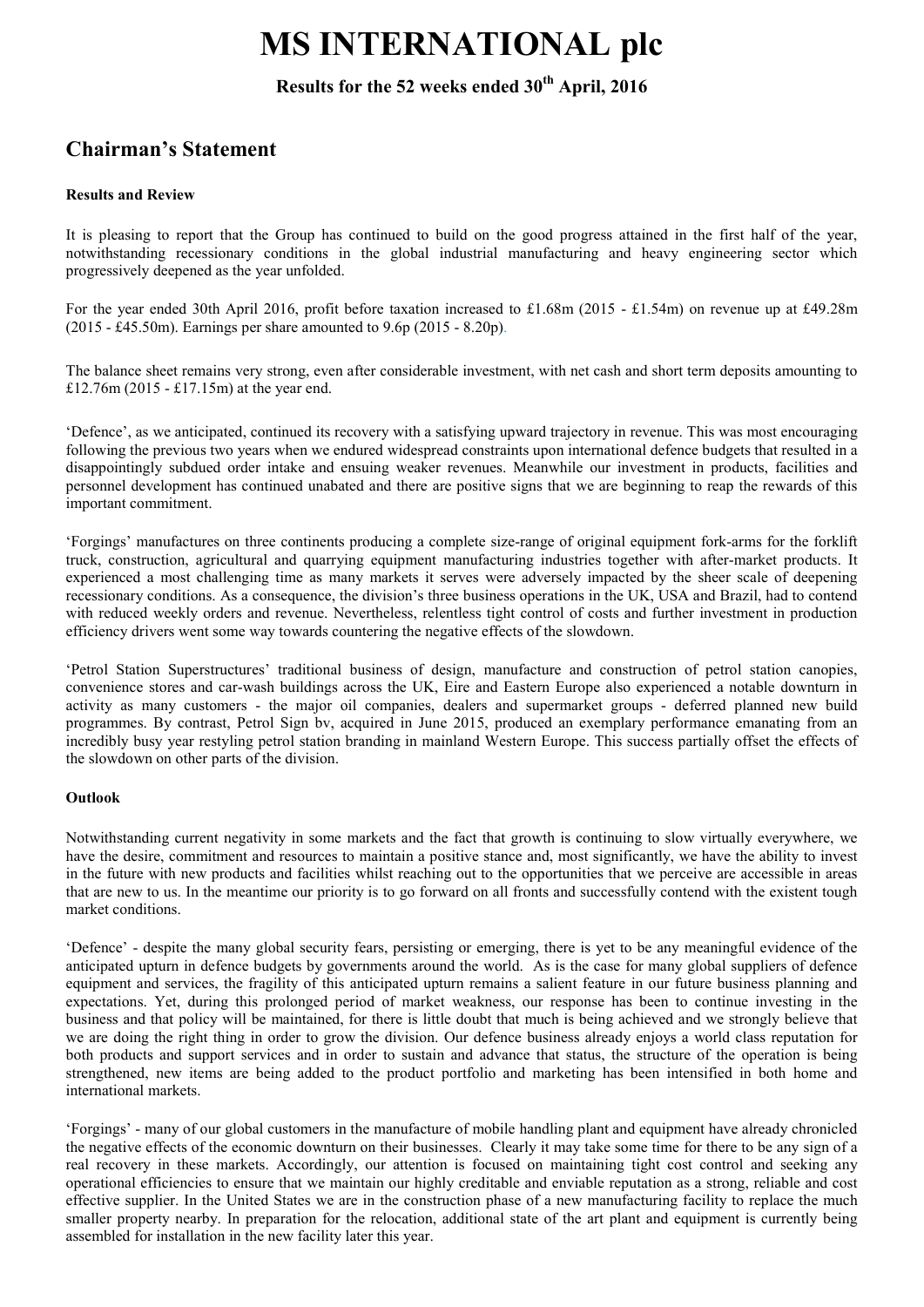# MS INTERNATIONAL plc

**Results for the 52 weeks ended 30th April, 2016**

## Chairman's Statement

**Results and Review**

It is pleasing to report that the Group has continued to build on the good progress attained in the first half of the year, notwithstanding recessionary conditions in the global industrial manufacturing and heavy engineering sector which progressively deepened as the year unfolded.

For the year ended 30th April 2016, profit before taxation increased to £1.68m (2015 - £1.54m) on revenue up at £49.28m (2015 - £45.50m). Earnings per share amounted to 9.6p (2015 - 8.20p).

The balance sheet remains very strong, even after considerable investment, with net cash and short term deposits amounting to £12.76m (2015 - £17.15m) at the year end.

'Defence', as we anticipated, continued its recovery with a satisfying upward trajectory in revenue. This was most encouraging following the previous two years when we endured widespread constraints upon international defence budgets that resulted in a disappointingly subdued order intake and ensuing weaker revenues. Meanwhile our investment in products, facilities and personnel development has continued unabated and there are positive signs that we are beginning to reap the rewards of this important commitment.

'Forgings' manufactures on three continents producing a complete size-range of original equipment fork-arms for the forklift truck, construction, agricultural and quarrying equipment manufacturing industries together with after-market products. It experienced a most challenging time as many markets it serves were adversely impacted by the sheer scale of deepening recessionary conditions. As a consequence, the division's three business operations in the UK, USA and Brazil, had to contend with reduced weekly orders and revenue. Nevertheless, relentless tight control of costs and further investment in production efficiency drivers went some way towards countering the negative effects of the slowdown.

'Petrol Station Superstructures' traditional business of design, manufacture and construction of petrol station canopies, convenience stores and car-wash buildings across the UK, Eire and Eastern Europe also experienced a notable downturn in activity as many customers - the major oil companies, dealers and supermarket groups - deferred planned new build programmes. By contrast, Petrol Sign bv, acquired in June 2015, produced an exemplary performance emanating from an incredibly busy year restyling petrol station branding in mainland Western Europe. This success partially offset the effects of the slowdown on other parts of the division.

**Outlook**

Notwithstanding current negativity in some markets and the fact that growth is continuing to slow virtually everywhere, we have the desire, commitment and resources to maintain a positive stance and, most significantly, we have the ability to invest in the future with new products and facilities whilst reaching out to the opportunities that we perceive are accessible in areas that are new to us. In the meantime our priority is to go forward on all fronts and successfully contend with the existent tough market conditions.

'Defence' - despite the many global security fears, persisting or emerging, there is yet to be any meaningful evidence of the anticipated upturn in defence budgets by governments around the world. As is the case for many global suppliers of defence equipment and services, the fragility of this anticipated upturn remains a salient feature in our future business planning and expectations. Yet, during this prolonged period of market weakness, our response has been to continue investing in the business and that policy will be maintained, for there is little doubt that much is being achieved and we strongly believe that we are doing the right thing in order to grow the division. Our defence business already enjoys a world class reputation for both products and support services and in order to sustain and advance that status, the structure of the operation is being strengthened, new items are being added to the product portfolio and marketing has been intensified in both home and international markets.

'Forgings' - many of our global customers in the manufacture of mobile handling plant and equipment have already chronicled the negative effects of the economic downturn on their businesses. Clearly it may take some time for there to be any sign of a real recovery in these markets. Accordingly, our attention is focused on maintaining tight cost control and seeking any operational efficiencies to ensure that we maintain our highly creditable and enviable reputation as a strong, reliable and cost effective supplier. In the United States we are in the construction phase of a new manufacturing facility to replace the much smaller property nearby. In preparation for the relocation, additional state of the art plant and equipment is currently being assembled for installation in the new facility later this year.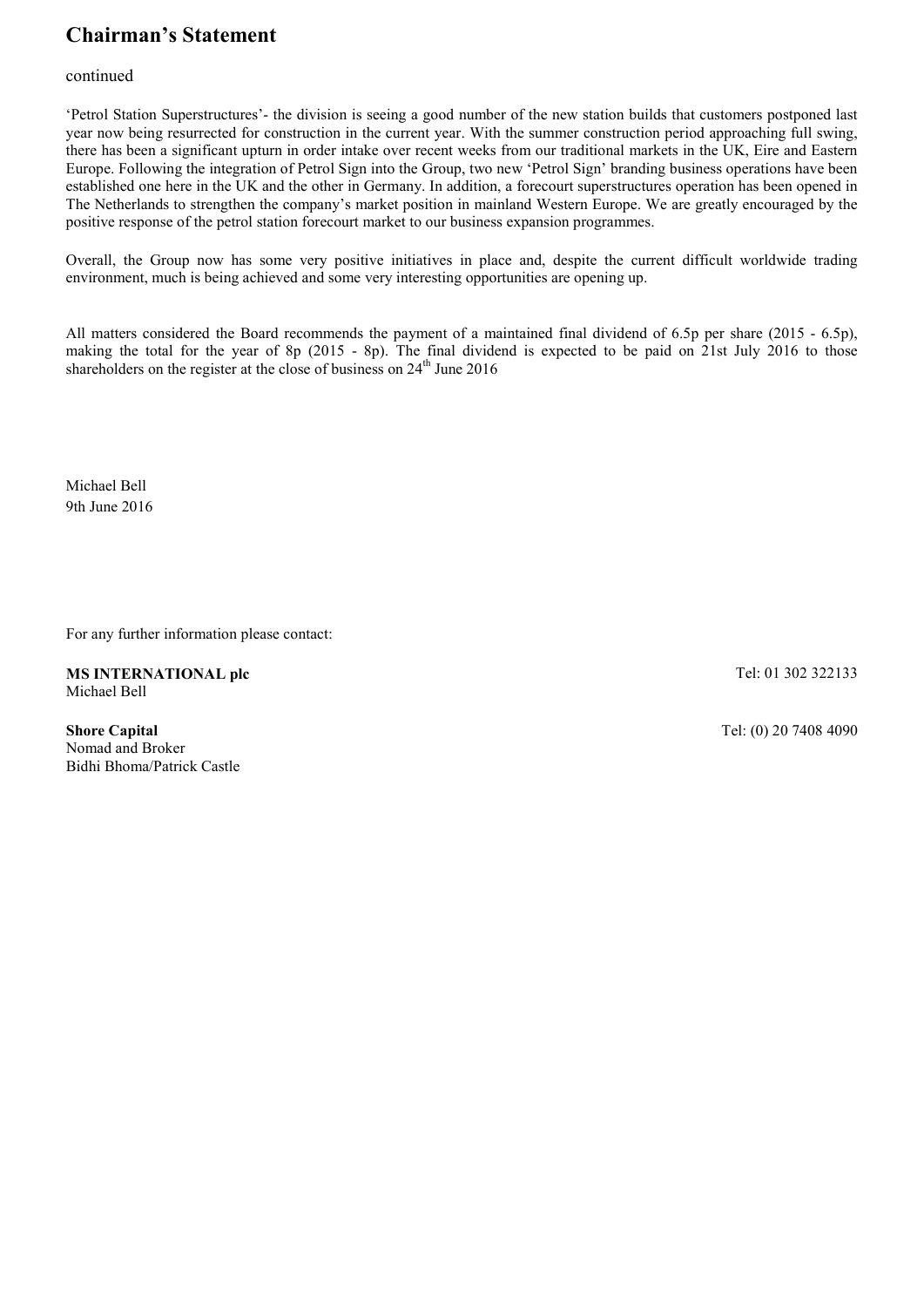# Chairman's Statement

continued

'Petrol Station Superstructures'- the division is seeing a good number of the new station builds that customers postponed last year now being resurrected for construction in the current year. With the summer construction period approaching full swing, there has been a significant upturn in order intake over recent weeks from our traditional markets in the UK, Eire and Eastern Europe. Following the integration of Petrol Sign into the Group, two new 'Petrol Sign' branding business operations have been established one here in the UK and the other in Germany. In addition, a forecourt superstructures operation has been opened in The Netherlands to strengthen the company's market position in mainland Western Europe. We are greatly encouraged by the positive response of the petrol station forecourt market to our business expansion programmes.

Overall, the Group now has some very positive initiatives in place and, despite the current difficult worldwide trading environment, much is being achieved and some very interesting opportunities are opening up.

All matters considered the Board recommends the payment of a maintained final dividend of 6.5p per share (2015 - 6.5p), making the total for the year of 8p (2015 - 8p). The final dividend is expected to be paid on 21st July 2016 to those shareholders on the register at the close of business on 24th June 2016

Michael Bell
9th June 2016

For any further information please contact:

**MS INTERNATIONAL plc** Tel: 01 302 322133
Michael Bell

**Shore Capital** Tel: (0) 20 7408 4090
Nomad and Broker
Bidhi Bhoma/Patrick Castle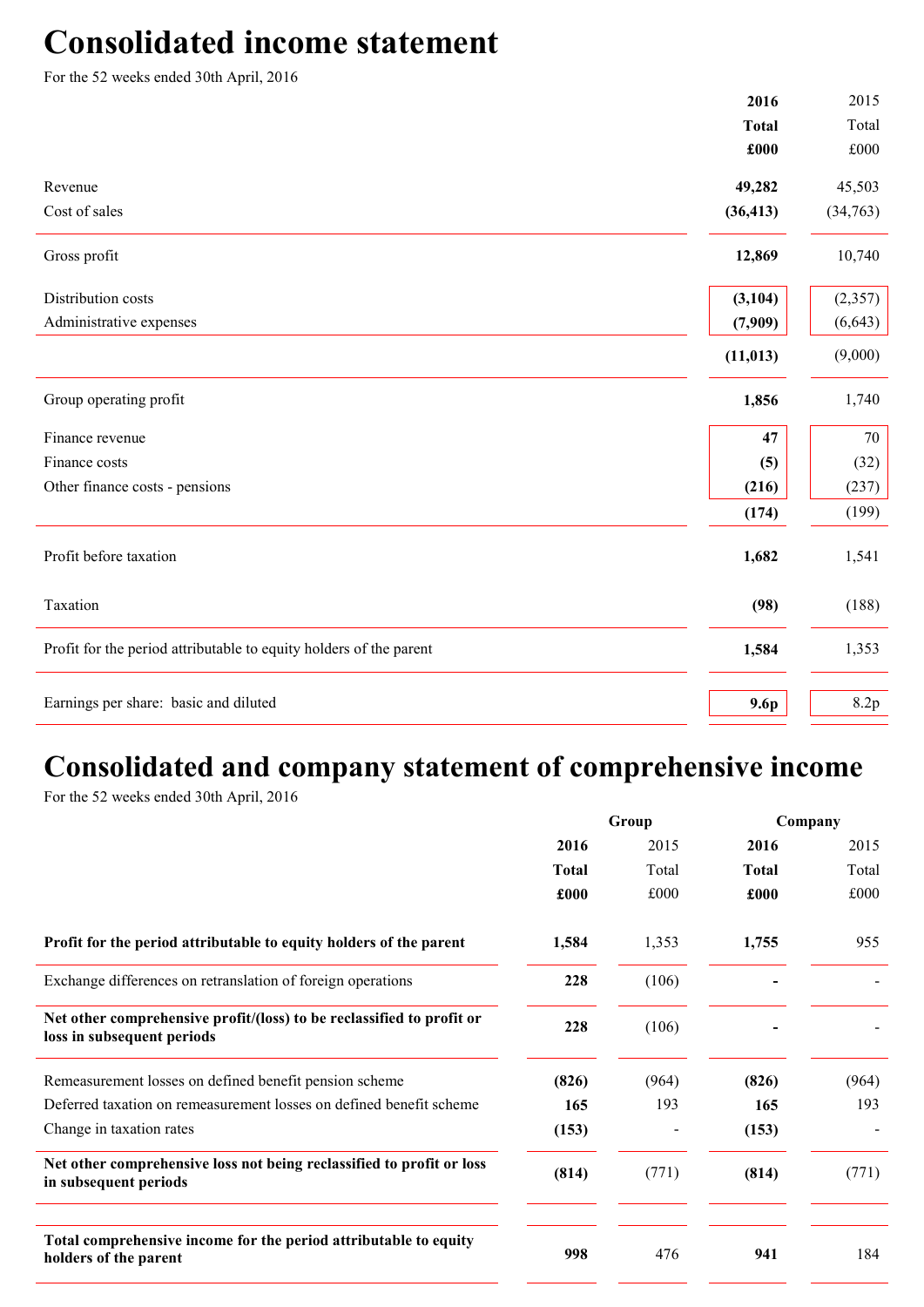# Consolidated income statement

For the 52 weeks ended 30th April, 2016

| | 2016 Total £000 | 2015 Total £000 |
|---|---|---|
| Revenue | **49,282** | 45,503 |
| Cost of sales | **(36,413)** | (34,763) |
| Gross profit | **12,869** | 10,740 |
| Distribution costs | **(3,104)** | (2,357) |
| Administrative expenses | **(7,909)** | (6,643) |
| | **(11,013)** | (9,000) |
| Group operating profit | **1,856** | 1,740 |
| Finance revenue | **47** | 70 |
| Finance costs | **(5)** | (32) |
| Other finance costs - pensions | **(216)** | (237) |
| | **(174)** | (199) |
| Profit before taxation | **1,682** | 1,541 |
| Taxation | **(98)** | (188) |
| Profit for the period attributable to equity holders of the parent | **1,584** | 1,353 |
| Earnings per share: basic and diluted | **9.6p** | 8.2p |

# Consolidated and company statement of comprehensive income

For the 52 weeks ended 30th April, 2016

| | Group | | Company | |
|---|---|---|---|---|
| | 2016 Total £000 | 2015 Total £000 | 2016 Total £000 | 2015 Total £000 |
| **Profit for the period attributable to equity holders of the parent** | **1,584** | 1,353 | **1,755** | 955 |
| Exchange differences on retranslation of foreign operations | **228** | (106) | **-** | - |
| **Net other comprehensive profit/(loss) to be reclassified to profit or loss in subsequent periods** | **228** | (106) | **-** | - |
| Remeasurement losses on defined benefit pension scheme | **(826)** | (964) | **(826)** | (964) |
| Deferred taxation on remeasurement losses on defined benefit scheme | **165** | 193 | **165** | 193 |
| Change in taxation rates | **(153)** | - | **(153)** | - |
| **Net other comprehensive loss not being reclassified to profit or loss in subsequent periods** | **(814)** | (771) | **(814)** | (771) |
| **Total comprehensive income for the period attributable to equity holders of the parent** | **998** | 476 | **941** | 184 |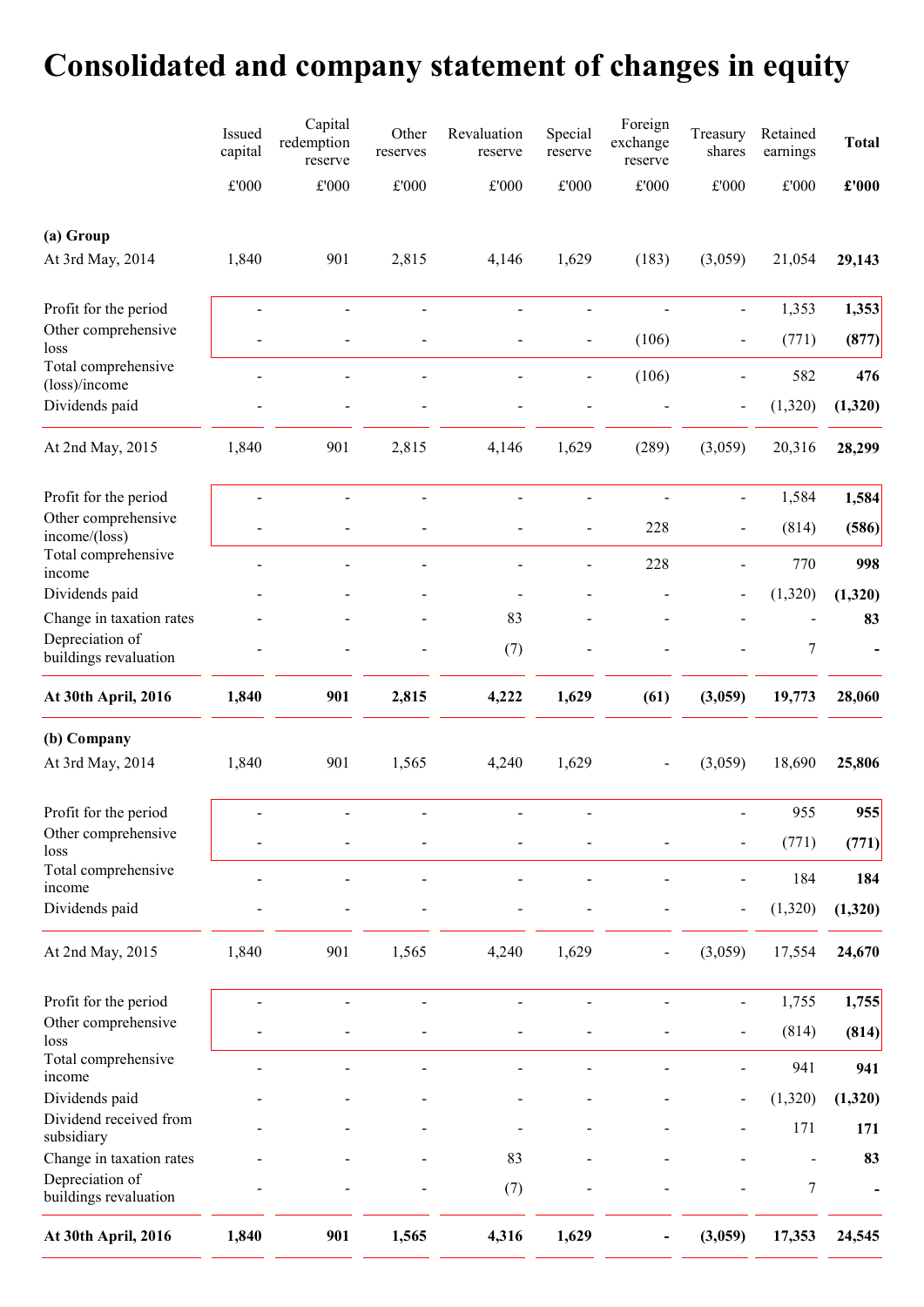# Consolidated and company statement of changes in equity

| | Issued capital | Capital redemption reserve | Other reserves | Revaluation reserve | Special reserve | Foreign exchange reserve | Treasury shares | Retained earnings | **Total** |
|---|---|---|---|---|---|---|---|---|---|
| | £'000 | £'000 | £'000 | £'000 | £'000 | £'000 | £'000 | £'000 | **£'000** |
| **(a) Group** | | | | | | | | | |
| At 3rd May, 2014 | 1,840 | 901 | 2,815 | 4,146 | 1,629 | (183) | (3,059) | 21,054 | **29,143** |
| Profit for the period | - | - | - | - | - | - | - | 1,353 | **1,353** |
| Other comprehensive loss | - | - | - | - | - | (106) | - | (771) | **(877)** |
| Total comprehensive (loss)/income | - | - | - | - | - | (106) | - | 582 | **476** |
| Dividends paid | - | - | - | - | - | - | - | (1,320) | **(1,320)** |
| At 2nd May, 2015 | 1,840 | 901 | 2,815 | 4,146 | 1,629 | (289) | (3,059) | 20,316 | **28,299** |
| Profit for the period | - | - | - | - | - | - | - | 1,584 | **1,584** |
| Other comprehensive income/(loss) | - | - | - | - | - | 228 | - | (814) | **(586)** |
| Total comprehensive income | - | - | - | - | - | 228 | - | 770 | **998** |
| Dividends paid | - | - | - | - | - | - | - | (1,320) | **(1,320)** |
| Change in taxation rates | - | - | - | 83 | - | - | - | - | **83** |
| Depreciation of buildings revaluation | - | - | - | (7) | - | - | - | 7 | **-** |
| **At 30th April, 2016** | **1,840** | **901** | **2,815** | **4,222** | **1,629** | **(61)** | **(3,059)** | **19,773** | **28,060** |
| **(b) Company** | | | | | | | | | |
| At 3rd May, 2014 | 1,840 | 901 | 1,565 | 4,240 | 1,629 | - | (3,059) | 18,690 | **25,806** |
| Profit for the period | - | - | - | - | - | | - | 955 | **955** |
| Other comprehensive loss | - | - | - | - | - | - | - | (771) | **(771)** |
| Total comprehensive income | - | - | - | - | - | - | - | 184 | **184** |
| Dividends paid | - | - | - | - | - | - | - | (1,320) | **(1,320)** |
| At 2nd May, 2015 | 1,840 | 901 | 1,565 | 4,240 | 1,629 | - | (3,059) | 17,554 | **24,670** |
| Profit for the period | - | - | - | - | - | - | - | 1,755 | **1,755** |
| Other comprehensive loss | - | - | - | - | - | - | - | (814) | **(814)** |
| Total comprehensive income | - | - | - | - | - | - | - | 941 | **941** |
| Dividends paid | - | - | - | - | - | - | - | (1,320) | **(1,320)** |
| Dividend received from subsidiary | - | - | - | - | - | - | - | 171 | **171** |
| Change in taxation rates | - | - | - | 83 | - | - | - | - | **83** |
| Depreciation of buildings revaluation | - | - | - | (7) | - | - | - | 7 | **-** |
| **At 30th April, 2016** | **1,840** | **901** | **1,565** | **4,316** | **1,629** | **-** | **(3,059)** | **17,353** | **24,545** |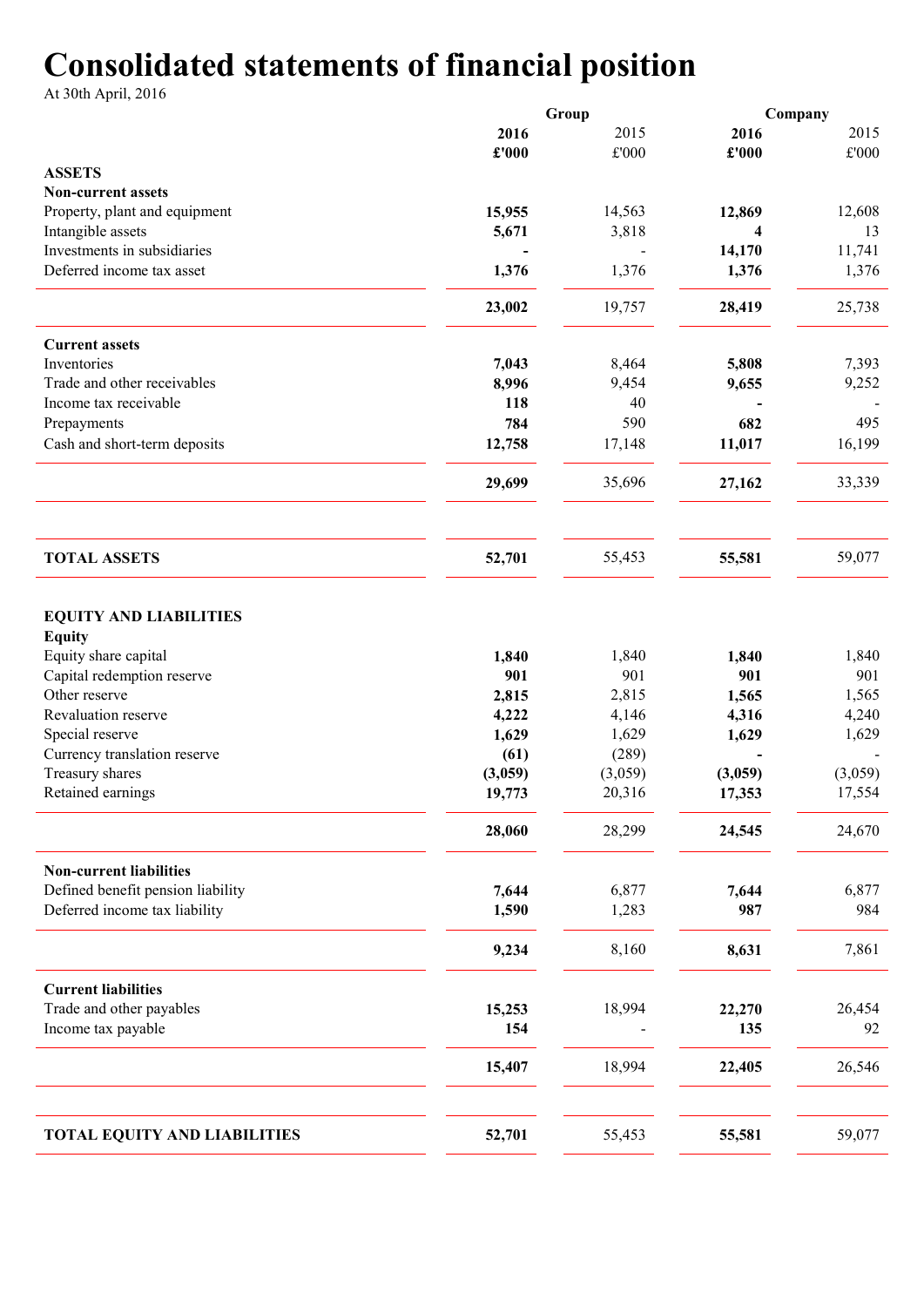# Consolidated statements of financial position

At 30th April, 2016

| | Group | | Company | |
|---|---|---|---|---|
| | **2016** | 2015 | **2016** | 2015 |
| | **£'000** | £'000 | **£'000** | £'000 |
| **ASSETS** | | | | |
| **Non-current assets** | | | | |
| Property, plant and equipment | **15,955** | 14,563 | **12,869** | 12,608 |
| Intangible assets | **5,671** | 3,818 | **4** | 13 |
| Investments in subsidiaries | **-** | - | **14,170** | 11,741 |
| Deferred income tax asset | **1,376** | 1,376 | **1,376** | 1,376 |
| | **23,002** | 19,757 | **28,419** | 25,738 |
| **Current assets** | | | | |
| Inventories | **7,043** | 8,464 | **5,808** | 7,393 |
| Trade and other receivables | **8,996** | 9,454 | **9,655** | 9,252 |
| Income tax receivable | **118** | 40 | **-** | - |
| Prepayments | **784** | 590 | **682** | 495 |
| Cash and short-term deposits | **12,758** | 17,148 | **11,017** | 16,199 |
| | **29,699** | 35,696 | **27,162** | 33,339 |
| **TOTAL ASSETS** | **52,701** | 55,453 | **55,581** | 59,077 |
| **EQUITY AND LIABILITIES** | | | | |
| **Equity** | | | | |
| Equity share capital | **1,840** | 1,840 | **1,840** | 1,840 |
| Capital redemption reserve | **901** | 901 | **901** | 901 |
| Other reserve | **2,815** | 2,815 | **1,565** | 1,565 |
| Revaluation reserve | **4,222** | 4,146 | **4,316** | 4,240 |
| Special reserve | **1,629** | 1,629 | **1,629** | 1,629 |
| Currency translation reserve | **(61)** | (289) | **-** | - |
| Treasury shares | **(3,059)** | (3,059) | **(3,059)** | (3,059) |
| Retained earnings | **19,773** | 20,316 | **17,353** | 17,554 |
| | **28,060** | 28,299 | **24,545** | 24,670 |
| **Non-current liabilities** | | | | |
| Defined benefit pension liability | **7,644** | 6,877 | **7,644** | 6,877 |
| Deferred income tax liability | **1,590** | 1,283 | **987** | 984 |
| | **9,234** | 8,160 | **8,631** | 7,861 |
| **Current liabilities** | | | | |
| Trade and other payables | **15,253** | 18,994 | **22,270** | 26,454 |
| Income tax payable | **154** | - | **135** | 92 |
| | **15,407** | 18,994 | **22,405** | 26,546 |
| **TOTAL EQUITY AND LIABILITIES** | **52,701** | 55,453 | **55,581** | 59,077 |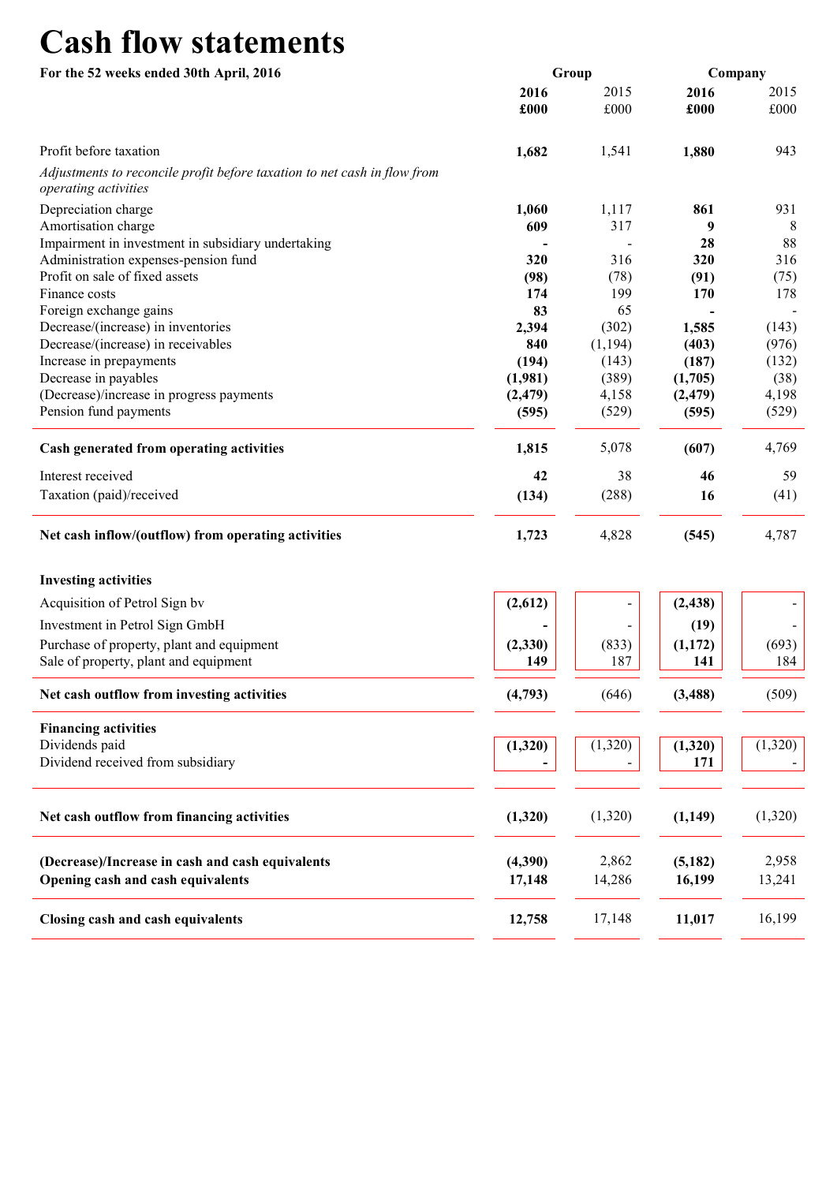# Cash flow statements

**For the 52 weeks ended 30th April, 2016**

| | Group | | Company | |
|---|---|---|---|---|
| | **2016** | 2015 | **2016** | 2015 |
| | **£000** | £000 | **£000** | £000 |
| Profit before taxation | **1,682** | 1,541 | **1,880** | 943 |
| *Adjustments to reconcile profit before taxation to net cash in flow from operating activities* | | | | |
| Depreciation charge | **1,060** | 1,117 | **861** | 931 |
| Amortisation charge | **609** | 317 | **9** | 8 |
| Impairment in investment in subsidiary undertaking | **-** | - | **28** | 88 |
| Administration expenses-pension fund | **320** | 316 | **320** | 316 |
| Profit on sale of fixed assets | **(98)** | (78) | **(91)** | (75) |
| Finance costs | **174** | 199 | **170** | 178 |
| Foreign exchange gains | **83** | 65 | **-** | - |
| Decrease/(increase) in inventories | **2,394** | (302) | **1,585** | (143) |
| Decrease/(increase) in receivables | **840** | (1,194) | **(403)** | (976) |
| Increase in prepayments | **(194)** | (143) | **(187)** | (132) |
| Decrease in payables | **(1,981)** | (389) | **(1,705)** | (38) |
| (Decrease)/increase in progress payments | **(2,479)** | 4,158 | **(2,479)** | 4,198 |
| Pension fund payments | **(595)** | (529) | **(595)** | (529) |
| **Cash generated from operating activities** | **1,815** | 5,078 | **(607)** | 4,769 |
| Interest received | **42** | 38 | **46** | 59 |
| Taxation (paid)/received | **(134)** | (288) | **16** | (41) |
| **Net cash inflow/(outflow) from operating activities** | **1,723** | 4,828 | **(545)** | 4,787 |
| **Investing activities** | | | | |
| Acquisition of Petrol Sign bv | **(2,612)** | - | **(2,438)** | - |
| Investment in Petrol Sign GmbH | **-** | - | **(19)** | - |
| Purchase of property, plant and equipment | **(2,330)** | (833) | **(1,172)** | (693) |
| Sale of property, plant and equipment | **149** | 187 | **141** | 184 |
| **Net cash outflow from investing activities** | **(4,793)** | (646) | **(3,488)** | (509) |
| **Financing activities** | | | | |
| Dividends paid | **(1,320)** | (1,320) | **(1,320)** | (1,320) |
| Dividend received from subsidiary | **-** | - | **171** | - |
| **Net cash outflow from financing activities** | **(1,320)** | (1,320) | **(1,149)** | (1,320) |
| **(Decrease)/Increase in cash and cash equivalents** | **(4,390)** | 2,862 | **(5,182)** | 2,958 |
| **Opening cash and cash equivalents** | **17,148** | 14,286 | **16,199** | 13,241 |
| **Closing cash and cash equivalents** | **12,758** | 17,148 | **11,017** | 16,199 |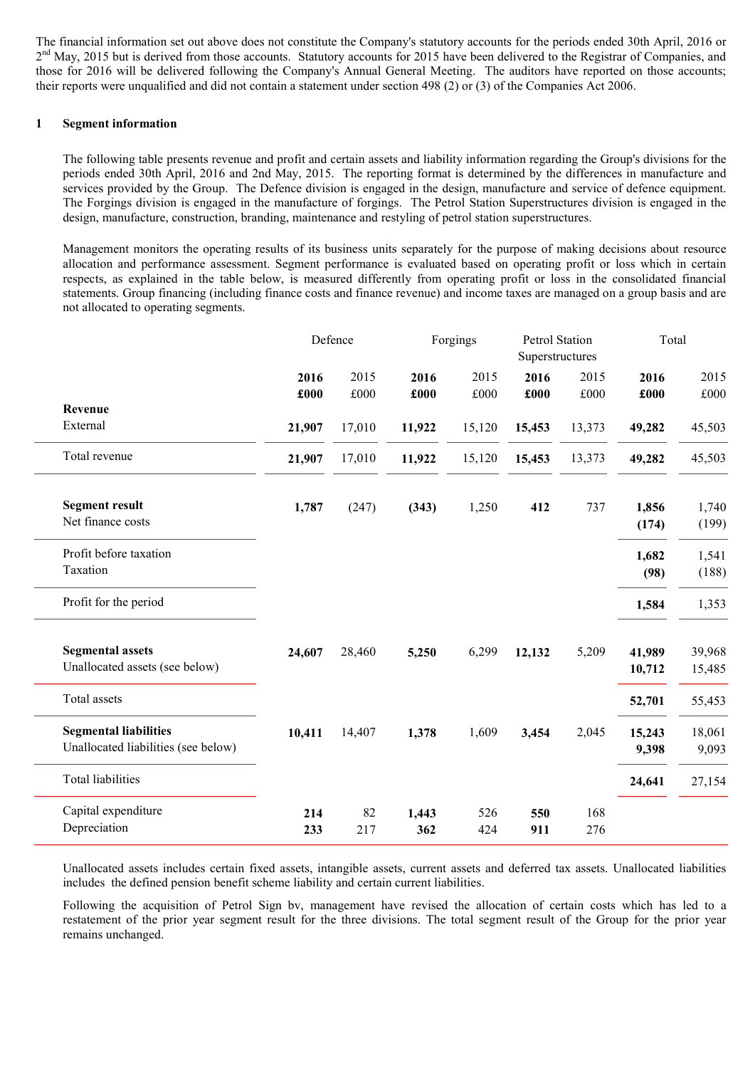The financial information set out above does not constitute the Company's statutory accounts for the periods ended 30th April, 2016 or 2nd May, 2015 but is derived from those accounts. Statutory accounts for 2015 have been delivered to the Registrar of Companies, and those for 2016 will be delivered following the Company's Annual General Meeting. The auditors have reported on those accounts; their reports were unqualified and did not contain a statement under section 498 (2) or (3) of the Companies Act 2006.

## 1 Segment information

The following table presents revenue and profit and certain assets and liability information regarding the Group's divisions for the periods ended 30th April, 2016 and 2nd May, 2015. The reporting format is determined by the differences in manufacture and services provided by the Group. The Defence division is engaged in the design, manufacture and service of defence equipment. The Forgings division is engaged in the manufacture of forgings. The Petrol Station Superstructures division is engaged in the design, manufacture, construction, branding, maintenance and restyling of petrol station superstructures.

Management monitors the operating results of its business units separately for the purpose of making decisions about resource allocation and performance assessment. Segment performance is evaluated based on operating profit or loss which in certain respects, as explained in the table below, is measured differently from operating profit or loss in the consolidated financial statements. Group financing (including finance costs and finance revenue) and income taxes are managed on a group basis and are not allocated to operating segments.

| | Defence | | Forgings | | Petrol Station Superstructures | | Total | |
|---|---|---|---|---|---|---|---|---|
| | **2016 £000** | 2015 £000 | **2016 £000** | 2015 £000 | **2016 £000** | 2015 £000 | **2016 £000** | 2015 £000 |
| **Revenue** | | | | | | | | |
| External | **21,907** | 17,010 | **11,922** | 15,120 | **15,453** | 13,373 | **49,282** | 45,503 |
| Total revenue | **21,907** | 17,010 | **11,922** | 15,120 | **15,453** | 13,373 | **49,282** | 45,503 |
| **Segment result** | **1,787** | (247) | **(343)** | 1,250 | **412** | 737 | **1,856** | 1,740 |
| Net finance costs | | | | | | | **(174)** | (199) |
| Profit before taxation | | | | | | | **1,682** | 1,541 |
| Taxation | | | | | | | **(98)** | (188) |
| Profit for the period | | | | | | | **1,584** | 1,353 |
| **Segmental assets** | **24,607** | 28,460 | **5,250** | 6,299 | **12,132** | 5,209 | **41,989** | 39,968 |
| Unallocated assets (see below) | | | | | | | **10,712** | 15,485 |
| Total assets | | | | | | | **52,701** | 55,453 |
| **Segmental liabilities** | **10,411** | 14,407 | **1,378** | 1,609 | **3,454** | 2,045 | **15,243** | 18,061 |
| Unallocated liabilities (see below) | | | | | | | **9,398** | 9,093 |
| Total liabilities | | | | | | | **24,641** | 27,154 |
| Capital expenditure | **214** | 82 | **1,443** | 526 | **550** | 168 | | |
| Depreciation | **233** | 217 | **362** | 424 | **911** | 276 | | |

Unallocated assets includes certain fixed assets, intangible assets, current assets and deferred tax assets. Unallocated liabilities includes the defined pension benefit scheme liability and certain current liabilities.

Following the acquisition of Petrol Sign bv, management have revised the allocation of certain costs which has led to a restatement of the prior year segment result for the three divisions. The total segment result of the Group for the prior year remains unchanged.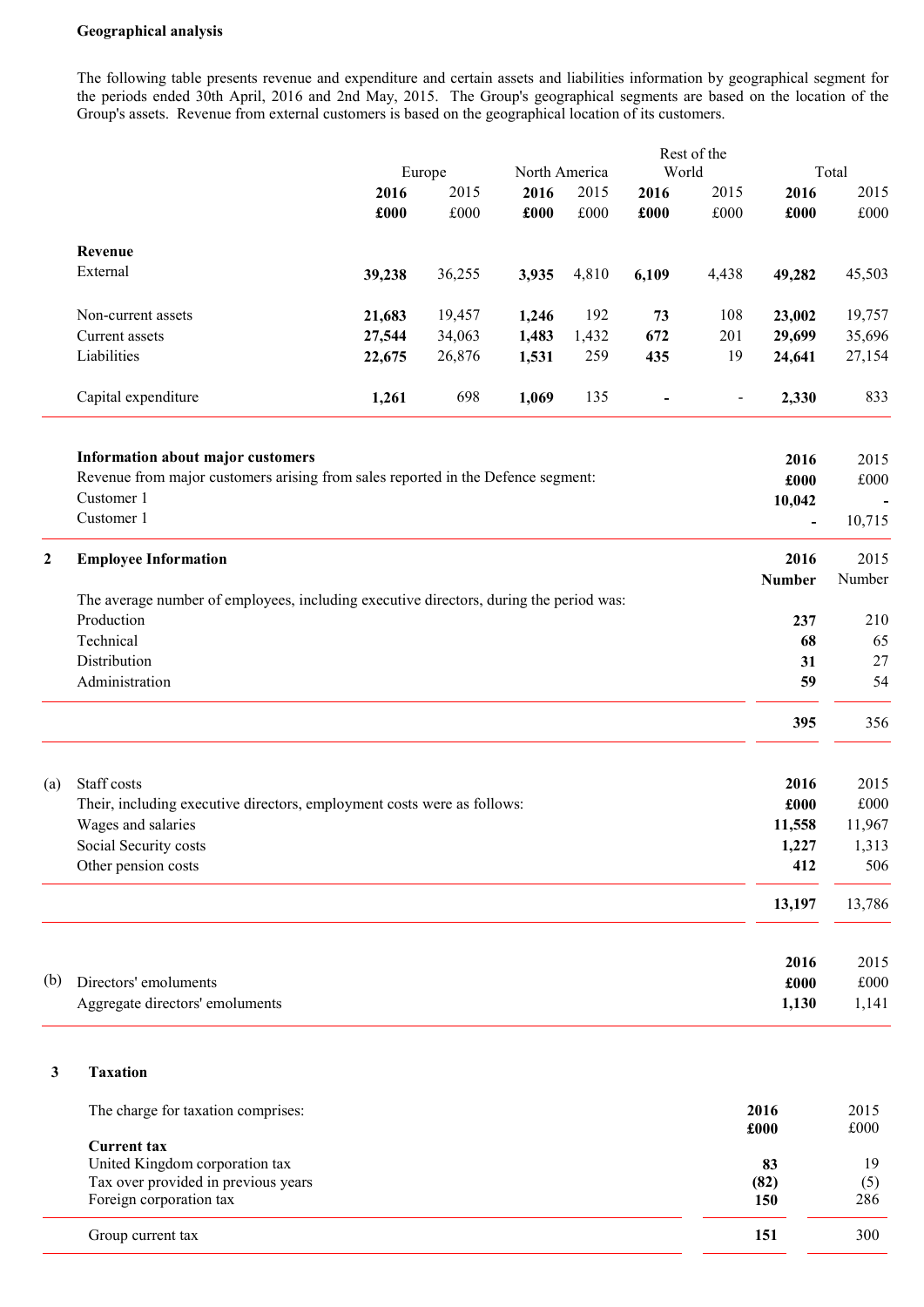**Geographical analysis**

The following table presents revenue and expenditure and certain assets and liabilities information by geographical segment for the periods ended 30th April, 2016 and 2nd May, 2015. The Group's geographical segments are based on the location of the Group's assets. Revenue from external customers is based on the geographical location of its customers.

| | Europe | | North America | | Rest of the World | | Total | |
|---|---|---|---|---|---|---|---|---|
| | **2016** | 2015 | **2016** | 2015 | **2016** | 2015 | **2016** | 2015 |
| | **£000** | £000 | **£000** | £000 | **£000** | £000 | **£000** | £000 |
| **Revenue** | | | | | | | | |
| External | **39,238** | 36,255 | **3,935** | 4,810 | **6,109** | 4,438 | **49,282** | 45,503 |
| Non-current assets | **21,683** | 19,457 | **1,246** | 192 | **73** | 108 | **23,002** | 19,757 |
| Current assets | **27,544** | 34,063 | **1,483** | 1,432 | **672** | 201 | **29,699** | 35,696 |
| Liabilities | **22,675** | 26,876 | **1,531** | 259 | **435** | 19 | **24,641** | 27,154 |
| Capital expenditure | **1,261** | 698 | **1,069** | 135 | **-** | - | **2,330** | 833 |

| **Information about major customers** | **2016** | 2015 |
|---|---|---|
| Revenue from major customers arising from sales reported in the Defence segment: | **£000** | £000 |
| Customer 1 | **10,042** | - |
| Customer 1 | **-** | 10,715 |

## 2 Employee Information

| | **2016** | 2015 |
|---|---|---|
| | **Number** | Number |
| The average number of employees, including executive directors, during the period was: | | |
| Production | **237** | 210 |
| Technical | **68** | 65 |
| Distribution | **31** | 27 |
| Administration | **59** | 54 |
| | **395** | 356 |

(a) Staff costs

| | **2016** | 2015 |
|---|---|---|
| Their, including executive directors, employment costs were as follows: | **£000** | £000 |
| Wages and salaries | **11,558** | 11,967 |
| Social Security costs | **1,227** | 1,313 |
| Other pension costs | **412** | 506 |
| | **13,197** | 13,786 |

(b) Directors' emoluments

| | **2016** | 2015 |
|---|---|---|
| | **£000** | £000 |
| Aggregate directors' emoluments | **1,130** | 1,141 |

## 3 Taxation

| The charge for taxation comprises: | **2016** | 2015 |
|---|---|---|
| | **£000** | £000 |
| **Current tax** | | |
| United Kingdom corporation tax | **83** | 19 |
| Tax over provided in previous years | **(82)** | (5) |
| Foreign corporation tax | **150** | 286 |
| Group current tax | **151** | 300 |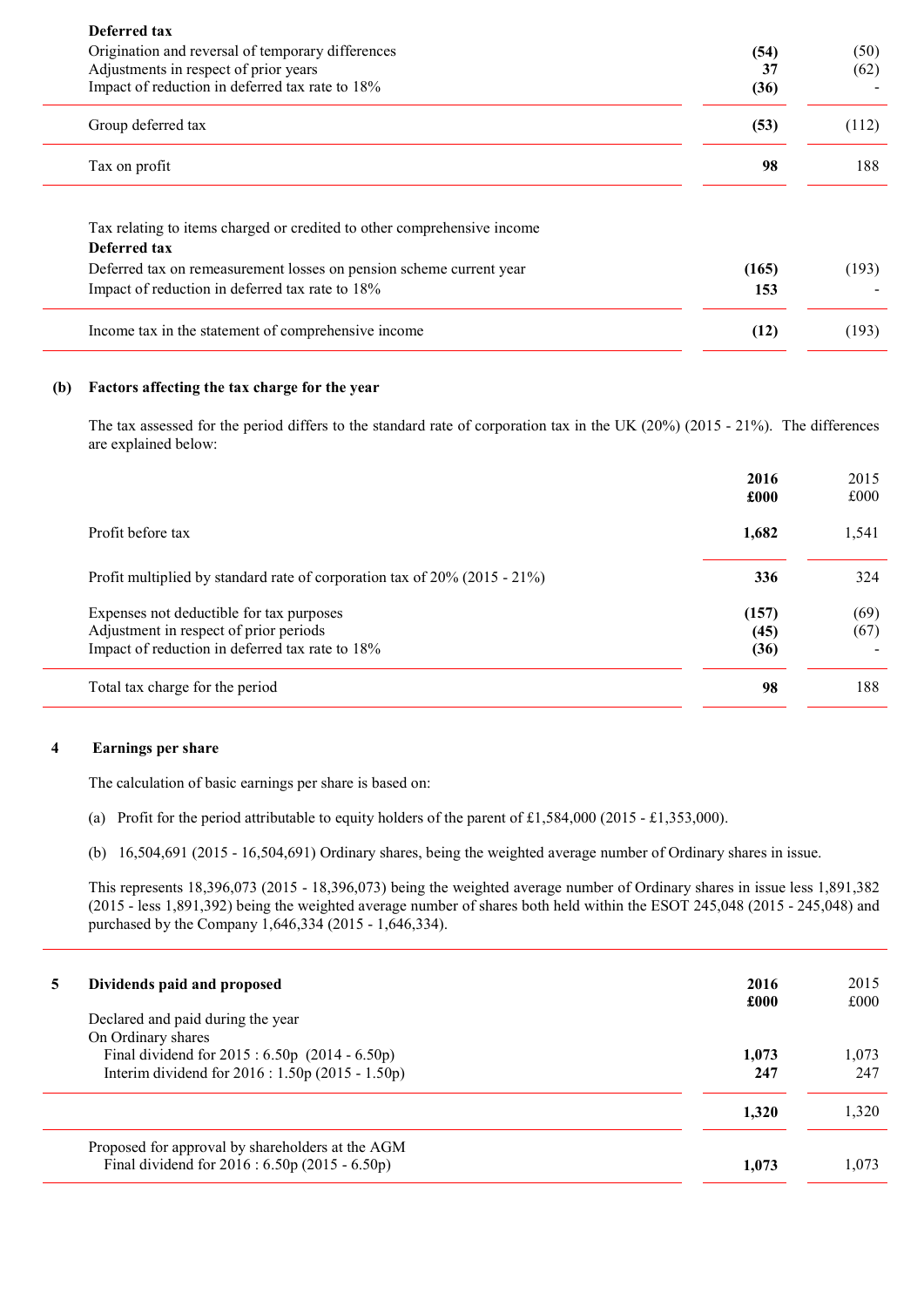| | | |
|---|---|---|
| **Deferred tax** | | |
| Origination and reversal of temporary differences | **(54)** | (50) |
| Adjustments in respect of prior years | **37** | (62) |
| Impact of reduction in deferred tax rate to 18% | **(36)** | - |
| Group deferred tax | **(53)** | (112) |
| Tax on profit | **98** | 188 |

| | | |
|---|---|---|
| Tax relating to items charged or credited to other comprehensive income | | |
| **Deferred tax** | | |
| Deferred tax on remeasurement losses on pension scheme current year | **(165)** | (193) |
| Impact of reduction in deferred tax rate to 18% | **153** | - |
| Income tax in the statement of comprehensive income | **(12)** | (193) |

**(b) Factors affecting the tax charge for the year**

The tax assessed for the period differs to the standard rate of corporation tax in the UK (20%) (2015 - 21%). The differences are explained below:

| | **2016** **£000** | 2015 £000 |
|---|---|---|
| Profit before tax | **1,682** | 1,541 |
| Profit multiplied by standard rate of corporation tax of 20% (2015 - 21%) | **336** | 324 |
| Expenses not deductible for tax purposes | **(157)** | (69) |
| Adjustment in respect of prior periods | **(45)** | (67) |
| Impact of reduction in deferred tax rate to 18% | **(36)** | - |
| Total tax charge for the period | **98** | 188 |

## 4 Earnings per share

The calculation of basic earnings per share is based on:

(a) Profit for the period attributable to equity holders of the parent of £1,584,000 (2015 - £1,353,000).

(b) 16,504,691 (2015 - 16,504,691) Ordinary shares, being the weighted average number of Ordinary shares in issue.

This represents 18,396,073 (2015 - 18,396,073) being the weighted average number of Ordinary shares in issue less 1,891,382 (2015 - less 1,891,392) being the weighted average number of shares both held within the ESOT 245,048 (2015 - 245,048) and purchased by the Company 1,646,334 (2015 - 1,646,334).

## 5 Dividends paid and proposed

| | **2016** **£000** | 2015 £000 |
|---|---|---|
| Declared and paid during the year | | |
| On Ordinary shares | | |
| Final dividend for 2015 : 6.50p (2014 - 6.50p) | **1,073** | 1,073 |
| Interim dividend for 2016 : 1.50p (2015 - 1.50p) | **247** | 247 |
| | **1,320** | 1,320 |
| Proposed for approval by shareholders at the AGM | | |
| Final dividend for 2016 : 6.50p (2015 - 6.50p) | **1,073** | 1,073 |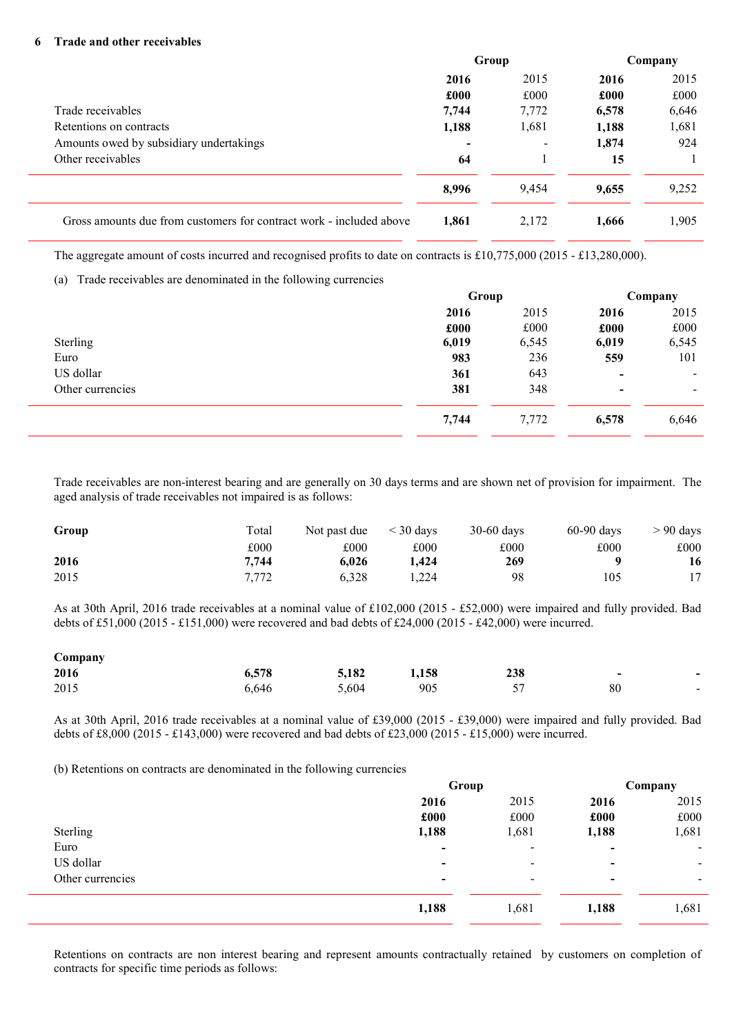## 6 Trade and other receivables

| | Group | | Company | |
|---|---|---|---|---|
| | **2016** | 2015 | **2016** | 2015 |
| | **£000** | £000 | **£000** | £000 |
| Trade receivables | **7,744** | 7,772 | **6,578** | 6,646 |
| Retentions on contracts | **1,188** | 1,681 | **1,188** | 1,681 |
| Amounts owed by subsidiary undertakings | **-** | - | **1,874** | 924 |
| Other receivables | **64** | 1 | **15** | 1 |
| | **8,996** | 9,454 | **9,655** | 9,252 |
| Gross amounts due from customers for contract work - included above | **1,861** | 2,172 | **1,666** | 1,905 |

The aggregate amount of costs incurred and recognised profits to date on contracts is £10,775,000 (2015 - £13,280,000).

(a) Trade receivables are denominated in the following currencies

| | Group | | Company | |
|---|---|---|---|---|
| | **2016** | 2015 | **2016** | 2015 |
| | **£000** | £000 | **£000** | £000 |
| Sterling | **6,019** | 6,545 | **6,019** | 6,545 |
| Euro | **983** | 236 | **559** | 101 |
| US dollar | **361** | 643 | **-** | - |
| Other currencies | **381** | 348 | **-** | - |
| | **7,744** | 7,772 | **6,578** | 6,646 |

Trade receivables are non-interest bearing and are generally on 30 days terms and are shown net of provision for impairment. The aged analysis of trade receivables not impaired is as follows:

| **Group** | Total | Not past due | < 30 days | 30-60 days | 60-90 days | > 90 days |
|---|---|---|---|---|---|---|
| | £000 | £000 | £000 | £000 | £000 | £000 |
| **2016** | **7,744** | **6,026** | **1,424** | **269** | **9** | **16** |
| 2015 | 7,772 | 6,328 | 1,224 | 98 | 105 | 17 |

As at 30th April, 2016 trade receivables at a nominal value of £102,000 (2015 - £52,000) were impaired and fully provided. Bad debts of £51,000 (2015 - £151,000) were recovered and bad debts of £24,000 (2015 - £42,000) were incurred.

| **Company** | | | | | | |
|---|---|---|---|---|---|---|
| **2016** | **6,578** | **5,182** | **1,158** | **238** | **-** | **-** |
| 2015 | 6,646 | 5,604 | 905 | 57 | 80 | - |

As at 30th April, 2016 trade receivables at a nominal value of £39,000 (2015 - £39,000) were impaired and fully provided. Bad debts of £8,000 (2015 - £143,000) were recovered and bad debts of £23,000 (2015 - £15,000) were incurred.

(b) Retentions on contracts are denominated in the following currencies

| | Group | | Company | |
|---|---|---|---|---|
| | **2016** | 2015 | **2016** | 2015 |
| | **£000** | £000 | **£000** | £000 |
| Sterling | **1,188** | 1,681 | **1,188** | 1,681 |
| Euro | **-** | - | **-** | - |
| US dollar | **-** | - | **-** | - |
| Other currencies | **-** | - | **-** | - |
| | **1,188** | 1,681 | **1,188** | 1,681 |

Retentions on contracts are non interest bearing and represent amounts contractually retained by customers on completion of contracts for specific time periods as follows: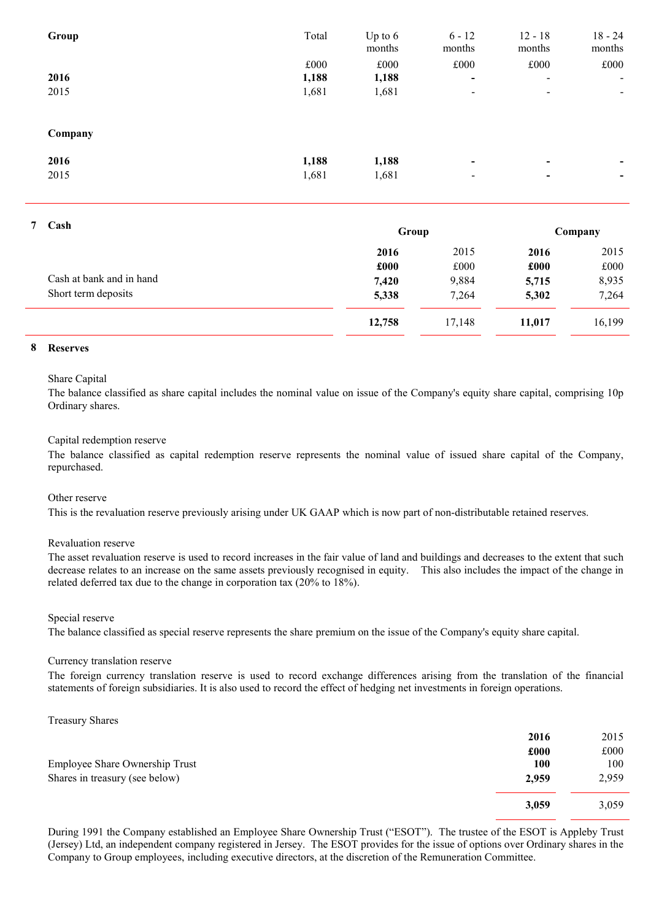| Group | Total | Up to 6 months | 6 - 12 months | 12 - 18 months | 18 - 24 months |
|---|---|---|---|---|---|
| | £000 | £000 | £000 | £000 | £000 |
| **2016** | **1,188** | **1,188** | **-** | - | - |
| 2015 | 1,681 | 1,681 | - | - | - |

| Company | Total | Up to 6 months | 6 - 12 months | 12 - 18 months | 18 - 24 months |
|---|---|---|---|---|---|
| **2016** | **1,188** | **1,188** | **-** | **-** | **-** |
| 2015 | 1,681 | 1,681 | - | **-** | **-** |

## 7 Cash

| | Group | | Company | |
|---|---|---|---|---|
| | **2016** | 2015 | **2016** | 2015 |
| | **£000** | £000 | **£000** | £000 |
| Cash at bank and in hand | **7,420** | 9,884 | **5,715** | 8,935 |
| Short term deposits | **5,338** | 7,264 | **5,302** | 7,264 |
| | **12,758** | 17,148 | **11,017** | 16,199 |

## 8 Reserves

Share Capital
The balance classified as share capital includes the nominal value on issue of the Company's equity share capital, comprising 10p Ordinary shares.

Capital redemption reserve
The balance classified as capital redemption reserve represents the nominal value of issued share capital of the Company, repurchased.

Other reserve
This is the revaluation reserve previously arising under UK GAAP which is now part of non-distributable retained reserves.

Revaluation reserve
The asset revaluation reserve is used to record increases in the fair value of land and buildings and decreases to the extent that such decrease relates to an increase on the same assets previously recognised in equity. This also includes the impact of the change in related deferred tax due to the change in corporation tax (20% to 18%).

Special reserve
The balance classified as special reserve represents the share premium on the issue of the Company's equity share capital.

Currency translation reserve
The foreign currency translation reserve is used to record exchange differences arising from the translation of the financial statements of foreign subsidiaries. It is also used to record the effect of hedging net investments in foreign operations.

Treasury Shares

| | **2016** | 2015 |
|---|---|---|
| | **£000** | £000 |
| Employee Share Ownership Trust | **100** | 100 |
| Shares in treasury (see below) | **2,959** | 2,959 |
| | **3,059** | 3,059 |

During 1991 the Company established an Employee Share Ownership Trust ("ESOT"). The trustee of the ESOT is Appleby Trust (Jersey) Ltd, an independent company registered in Jersey. The ESOT provides for the issue of options over Ordinary shares in the Company to Group employees, including executive directors, at the discretion of the Remuneration Committee.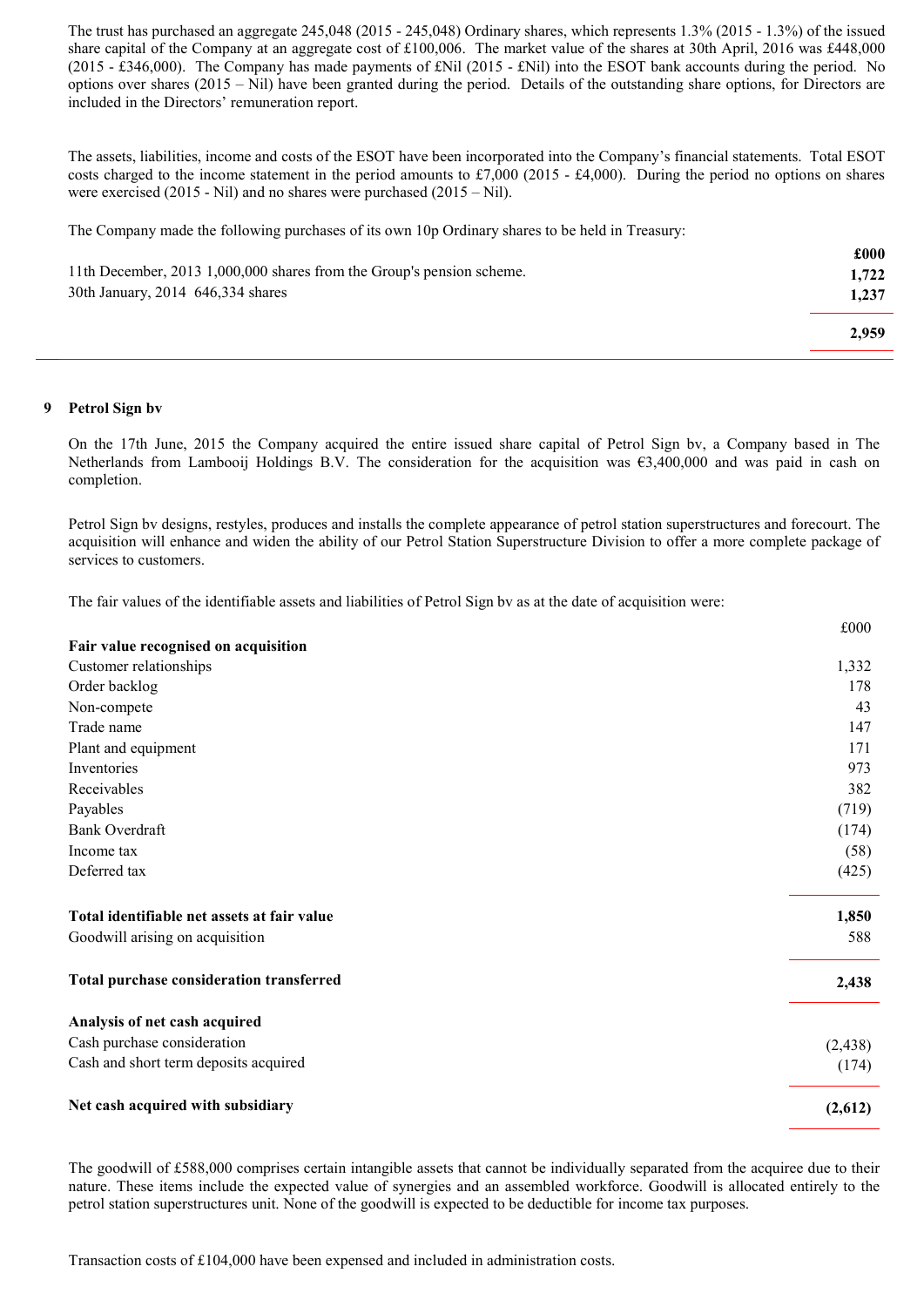The trust has purchased an aggregate 245,048 (2015 - 245,048) Ordinary shares, which represents 1.3% (2015 - 1.3%) of the issued share capital of the Company at an aggregate cost of £100,006. The market value of the shares at 30th April, 2016 was £448,000 (2015 - £346,000). The Company has made payments of £Nil (2015 - £Nil) into the ESOT bank accounts during the period. No options over shares (2015 – Nil) have been granted during the period. Details of the outstanding share options, for Directors are included in the Directors' remuneration report.

The assets, liabilities, income and costs of the ESOT have been incorporated into the Company's financial statements. Total ESOT costs charged to the income statement in the period amounts to £7,000 (2015 - £4,000). During the period no options on shares were exercised (2015 - Nil) and no shares were purchased (2015 – Nil).

The Company made the following purchases of its own 10p Ordinary shares to be held in Treasury:

| | £000 |
|---|---|
| 11th December, 2013 1,000,000 shares from the Group's pension scheme. | 1,722 |
| 30th January, 2014 646,334 shares | 1,237 |
| | **2,959** |

## 9 Petrol Sign bv

On the 17th June, 2015 the Company acquired the entire issued share capital of Petrol Sign bv, a Company based in The Netherlands from Lambooij Holdings B.V. The consideration for the acquisition was €3,400,000 and was paid in cash on completion.

Petrol Sign bv designs, restyles, produces and installs the complete appearance of petrol station superstructures and forecourt. The acquisition will enhance and widen the ability of our Petrol Station Superstructure Division to offer a more complete package of services to customers.

The fair values of the identifiable assets and liabilities of Petrol Sign bv as at the date of acquisition were:

| | £000 |
|---|---|
| **Fair value recognised on acquisition** | |
| Customer relationships | 1,332 |
| Order backlog | 178 |
| Non-compete | 43 |
| Trade name | 147 |
| Plant and equipment | 171 |
| Inventories | 973 |
| Receivables | 382 |
| Payables | (719) |
| Bank Overdraft | (174) |
| Income tax | (58) |
| Deferred tax | (425) |
| **Total identifiable net assets at fair value** | **1,850** |
| Goodwill arising on acquisition | 588 |
| **Total purchase consideration transferred** | **2,438** |
| **Analysis of net cash acquired** | |
| Cash purchase consideration | (2,438) |
| Cash and short term deposits acquired | (174) |
| **Net cash acquired with subsidiary** | **(2,612)** |

The goodwill of £588,000 comprises certain intangible assets that cannot be individually separated from the acquiree due to their nature. These items include the expected value of synergies and an assembled workforce. Goodwill is allocated entirely to the petrol station superstructures unit. None of the goodwill is expected to be deductible for income tax purposes.

Transaction costs of £104,000 have been expensed and included in administration costs.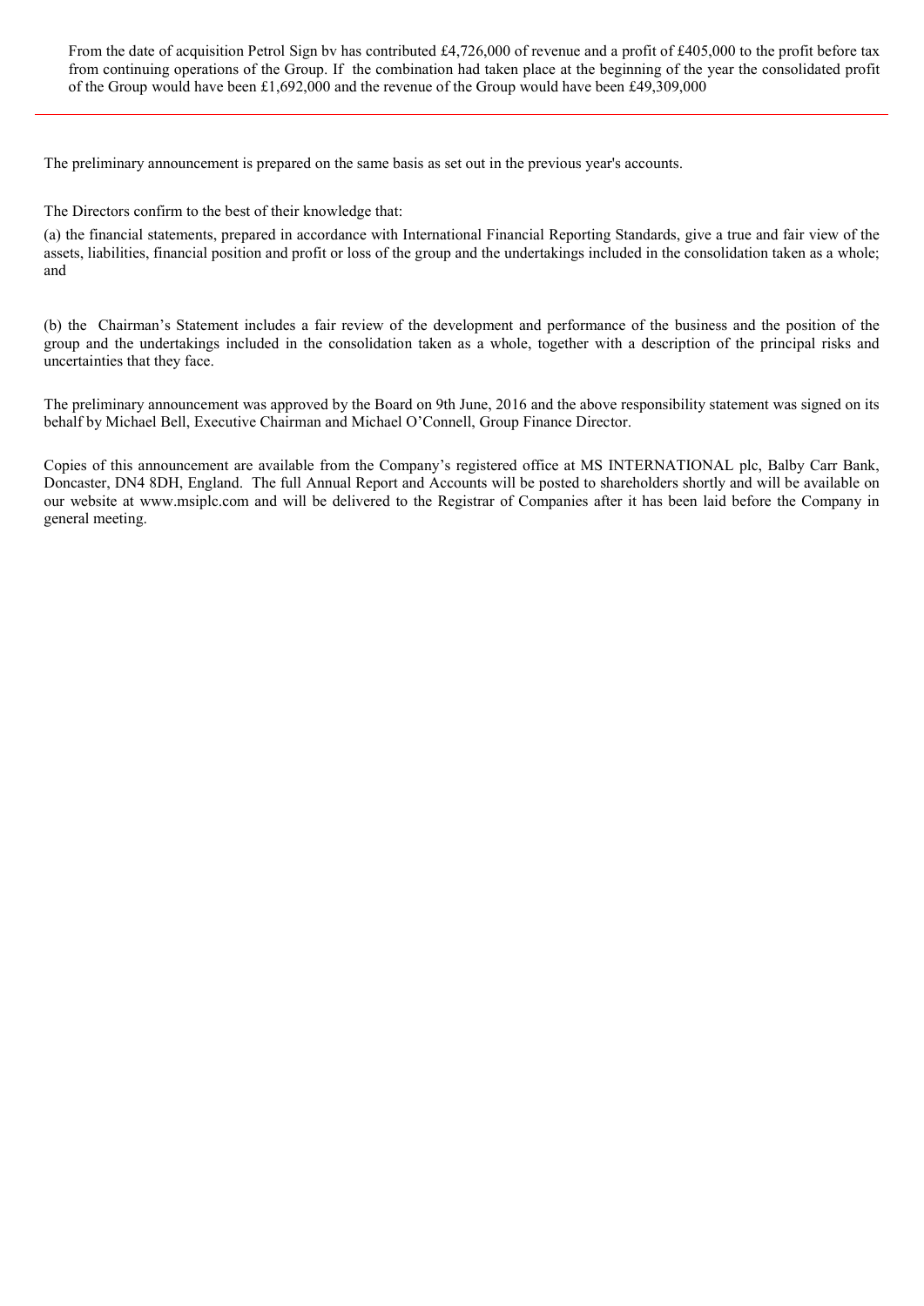From the date of acquisition Petrol Sign bv has contributed £4,726,000 of revenue and a profit of £405,000 to the profit before tax from continuing operations of the Group. If the combination had taken place at the beginning of the year the consolidated profit of the Group would have been £1,692,000 and the revenue of the Group would have been £49,309,000

---

The preliminary announcement is prepared on the same basis as set out in the previous year's accounts.

The Directors confirm to the best of their knowledge that:

(a) the financial statements, prepared in accordance with International Financial Reporting Standards, give a true and fair view of the assets, liabilities, financial position and profit or loss of the group and the undertakings included in the consolidation taken as a whole; and

(b) the Chairman's Statement includes a fair review of the development and performance of the business and the position of the group and the undertakings included in the consolidation taken as a whole, together with a description of the principal risks and uncertainties that they face.

The preliminary announcement was approved by the Board on 9th June, 2016 and the above responsibility statement was signed on its behalf by Michael Bell, Executive Chairman and Michael O'Connell, Group Finance Director.

Copies of this announcement are available from the Company's registered office at MS INTERNATIONAL plc, Balby Carr Bank, Doncaster, DN4 8DH, England. The full Annual Report and Accounts will be posted to shareholders shortly and will be available on our website at www.msiplc.com and will be delivered to the Registrar of Companies after it has been laid before the Company in general meeting.